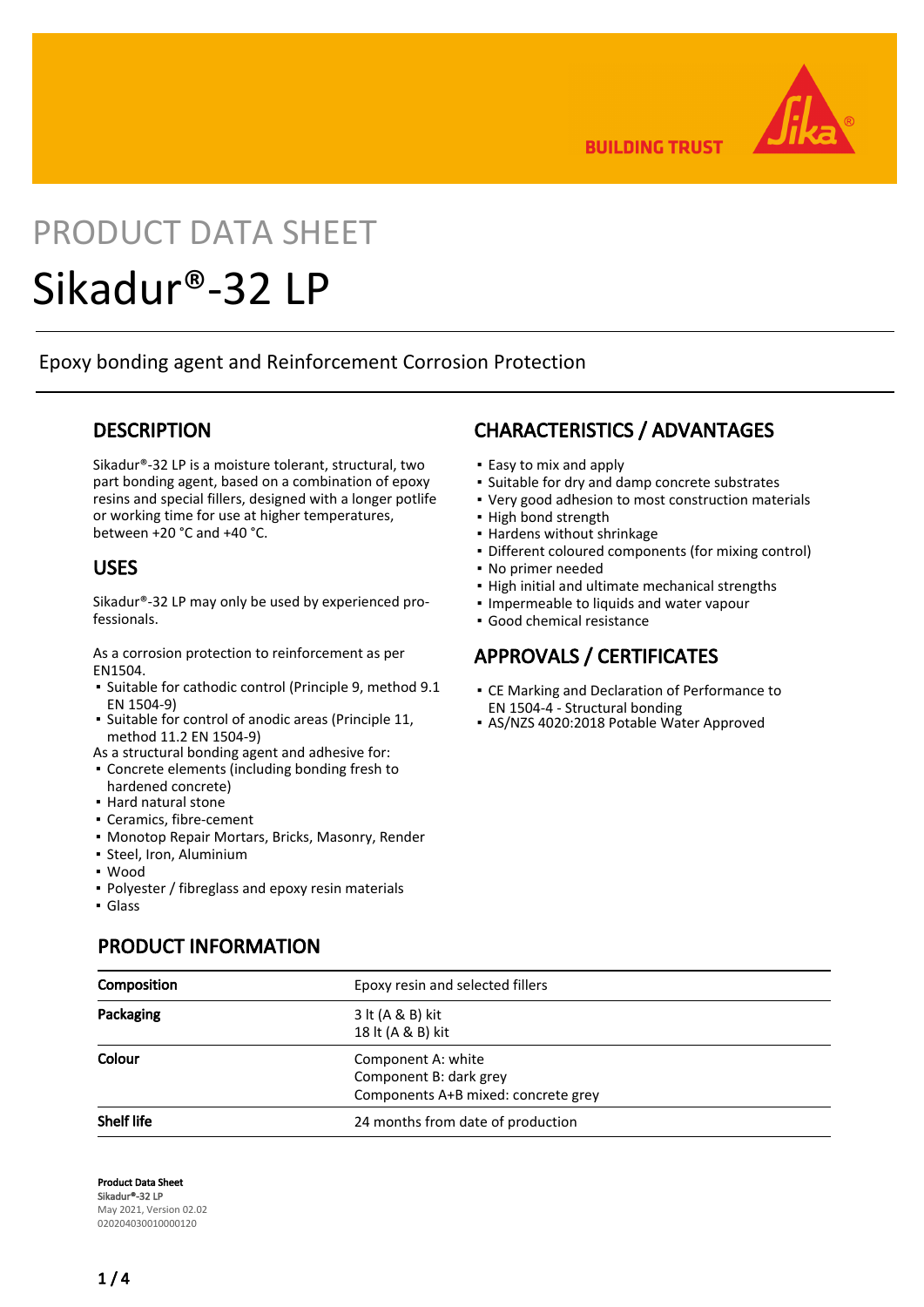# PRODUCT DATA SHEET

# Sikadur®-32 LP

Epoxy bonding agent and Reinforcement Corrosion Protection

## DESCRIPTION

Sikadur®-32 LP is a moisture tolerant, structural, two part bonding agent, based on a combination of epoxy resins and special fillers, designed with a longer potlife or working time for use at higher temperatures, between +20 °C and +40 °C.

## USES

Sikadur®-32 LP may only be used by experienced professionals.

As a corrosion protection to reinforcement as per EN1504.

- Suitable for cathodic control (Principle 9, method 9.1 EN 1504-9)
- Suitable for control of anodic areas (Principle 11, method 11.2 EN 1504-9)

As a structural bonding agent and adhesive for:

- Concrete elements (including bonding fresh to hardened concrete)
- Hard natural stone
- Ceramics, fibre-cement
- Monotop Repair Mortars, Bricks, Masonry, Render
- Steel, Iron, Aluminium
- Wood
- Polyester / fibreglass and epoxy resin materials
- Glass

## CHARACTERISTICS / ADVANTAGES

- Easy to mix and apply
- Suitable for dry and damp concrete substrates
- Very good adhesion to most construction materials
- High bond strength
- Hardens without shrinkage
- Different coloured components (for mixing control)
- No primer needed
- High initial and ultimate mechanical strengths
- Impermeable to liquids and water vapour
- Good chemical resistance

## APPROVALS / CERTIFICATES

- CE Marking and Declaration of Performance to EN 1504-4 - Structural bonding
- AS/NZS 4020:2018 Potable Water Approved

## PRODUCT INFORMATION

| | |
|---|---|
| **Composition** | Epoxy resin and selected fillers |
| **Packaging** | 3 lt (A & B) kit<br>18 lt (A & B) kit |
| **Colour** | Component A: white<br>Component B: dark grey<br>Components A+B mixed: concrete grey |
| **Shelf life** | 24 months from date of production |

**Product Data Sheet**
**Sikadur®-32 LP**
May 2021, Version 02.02
020204030010000120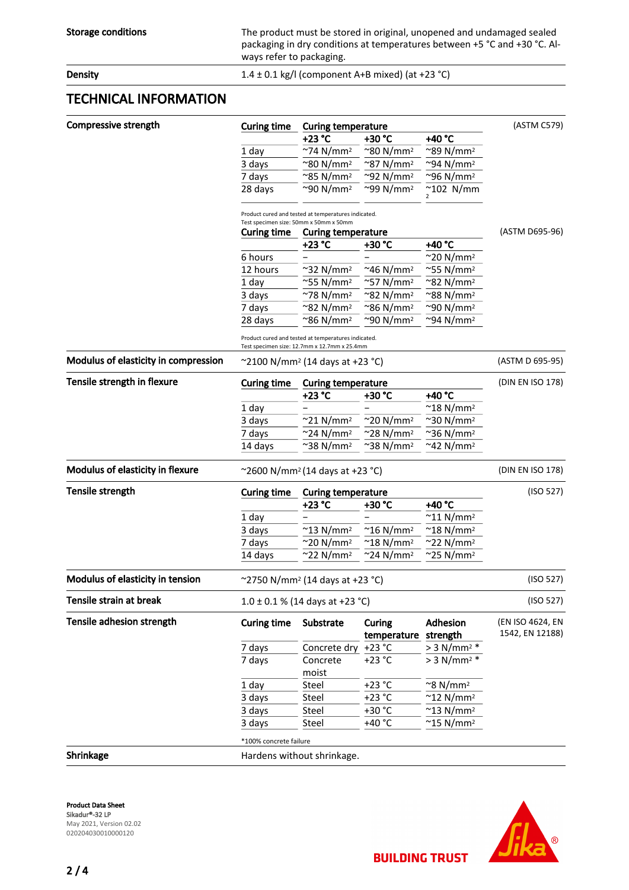| | |
|---|---|
| **Storage conditions** | The product must be stored in original, unopened and undamaged sealed packaging in dry conditions at temperatures between +5 °C and +30 °C. Always refer to packaging. |
| **Density** | 1.4 ± 0.1 kg/l (component A+B mixed) (at +23 °C) |

## TECHNICAL INFORMATION

### Compressive strength

(ASTM C579)

| Curing time | Curing temperature | | |
|---|---|---|---|
| | +23 °C | +30 °C | +40 °C |
| 1 day | ~74 N/mm² | ~80 N/mm² | ~89 N/mm² |
| 3 days | ~80 N/mm² | ~87 N/mm² | ~94 N/mm² |
| 7 days | ~85 N/mm² | ~92 N/mm² | ~96 N/mm² |
| 28 days | ~90 N/mm² | ~99 N/mm² | ~102 N/mm² |

Product cured and tested at temperatures indicated.
Test specimen size: 50mm x 50mm x 50mm

(ASTM D695-96)

| Curing time | Curing temperature | | |
|---|---|---|---|
| | +23 °C | +30 °C | +40 °C |
| 6 hours | – | – | ~20 N/mm² |
| 12 hours | ~32 N/mm² | ~46 N/mm² | ~55 N/mm² |
| 1 day | ~55 N/mm² | ~57 N/mm² | ~82 N/mm² |
| 3 days | ~78 N/mm² | ~82 N/mm² | ~88 N/mm² |
| 7 days | ~82 N/mm² | ~86 N/mm² | ~90 N/mm² |
| 28 days | ~86 N/mm² | ~90 N/mm² | ~94 N/mm² |

Product cured and tested at temperatures indicated.
Test specimen size: 12.7mm x 12.7mm x 25.4mm

### Modulus of elasticity in compression

~2100 N/mm² (14 days at +23 °C) (ASTM D 695-95)

### Tensile strength in flexure

(DIN EN ISO 178)

| Curing time | Curing temperature | | |
|---|---|---|---|
| | +23 °C | +30 °C | +40 °C |
| 1 day | – | – | ~18 N/mm² |
| 3 days | ~21 N/mm² | ~20 N/mm² | ~30 N/mm² |
| 7 days | ~24 N/mm² | ~28 N/mm² | ~36 N/mm² |
| 14 days | ~38 N/mm² | ~38 N/mm² | ~42 N/mm² |

### Modulus of elasticity in flexure

~2600 N/mm² (14 days at +23 °C) (DIN EN ISO 178)

### Tensile strength

(ISO 527)

| Curing time | Curing temperature | | |
|---|---|---|---|
| | +23 °C | +30 °C | +40 °C |
| 1 day | – | – | ~11 N/mm² |
| 3 days | ~13 N/mm² | ~16 N/mm² | ~18 N/mm² |
| 7 days | ~20 N/mm² | ~18 N/mm² | ~22 N/mm² |
| 14 days | ~22 N/mm² | ~24 N/mm² | ~25 N/mm² |

### Modulus of elasticity in tension

~2750 N/mm² (14 days at +23 °C) (ISO 527)

### Tensile strain at break

1.0 ± 0.1 % (14 days at +23 °C) (ISO 527)

### Tensile adhesion strength

(EN ISO 4624, EN 1542, EN 12188)

| Curing time | Substrate | Curing temperature | Adhesion strength |
|---|---|---|---|
| 7 days | Concrete dry | +23 °C | > 3 N/mm² * |
| 7 days | Concrete moist | +23 °C | > 3 N/mm² * |
| 1 day | Steel | +23 °C | ~8 N/mm² |
| 3 days | Steel | +23 °C | ~12 N/mm² |
| 3 days | Steel | +30 °C | ~13 N/mm² |
| 3 days | Steel | +40 °C | ~15 N/mm² |

*100% concrete failure

### Shrinkage

Hardens without shrinkage.

**Product Data Sheet**
**Sikadur®-32 LP**
May 2021, Version 02.02
020204030010000120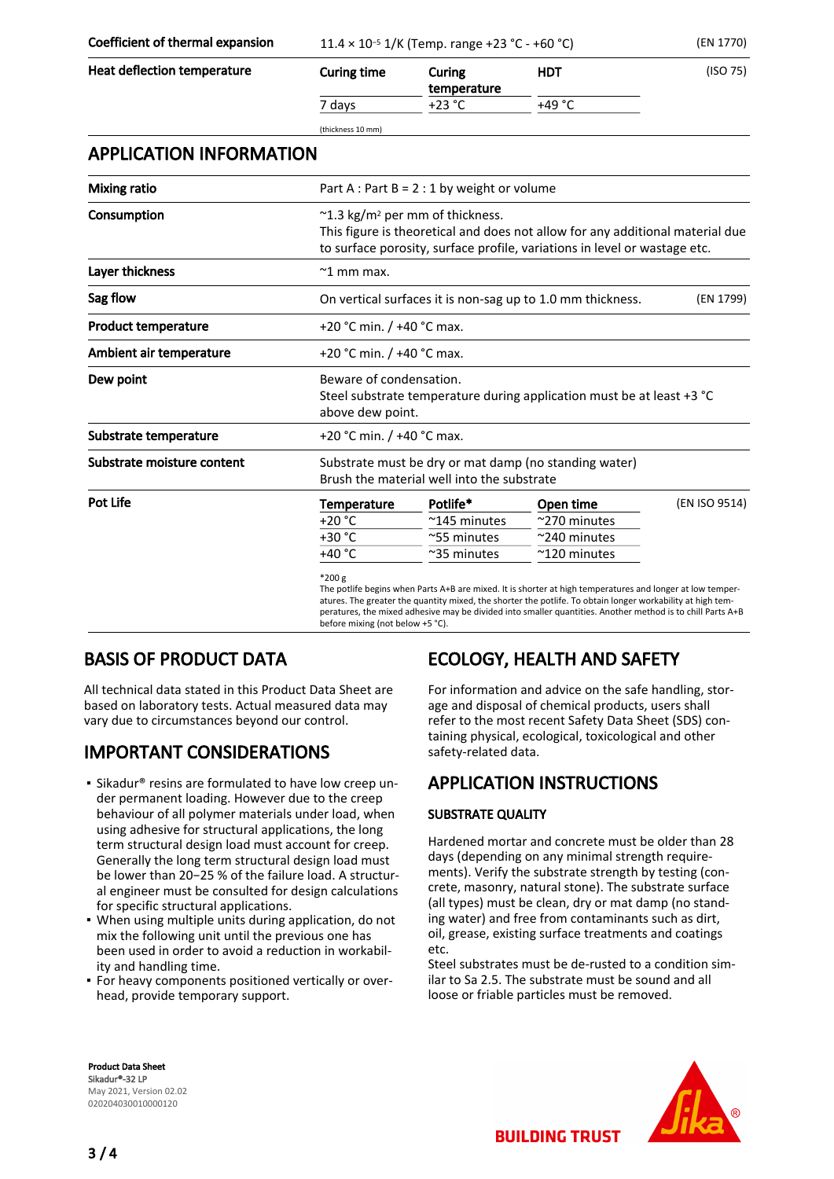| | | |
|---|---|---|
| **Coefficient of thermal expansion** | $11.4 \times 10^{-5}$ 1/K (Temp. range +23 °C - +60 °C) | (EN 1770) |

**Heat deflection temperature** (ISO 75)

| Curing time | Curing temperature | HDT |
|---|---|---|
| 7 days | +23 °C | +49 °C |

(thickness 10 mm)

## APPLICATION INFORMATION

| | | |
|---|---|---|
| **Mixing ratio** | Part A : Part B = 2 : 1 by weight or volume | |
| **Consumption** | ~1.3 kg/m² per mm of thickness. This figure is theoretical and does not allow for any additional material due to surface porosity, surface profile, variations in level or wastage etc. | |
| **Layer thickness** | ~1 mm max. | |
| **Sag flow** | On vertical surfaces it is non-sag up to 1.0 mm thickness. | (EN 1799) |
| **Product temperature** | +20 °C min. / +40 °C max. | |
| **Ambient air temperature** | +20 °C min. / +40 °C max. | |
| **Dew point** | Beware of condensation. Steel substrate temperature during application must be at least +3 °C above dew point. | |
| **Substrate temperature** | +20 °C min. / +40 °C max. | |
| **Substrate moisture content** | Substrate must be dry or mat damp (no standing water) Brush the material well into the substrate | |

**Pot Life** (EN ISO 9514)

| Temperature | Potlife* | Open time |
|---|---|---|
| +20 °C | ~145 minutes | ~270 minutes |
| +30 °C | ~55 minutes | ~240 minutes |
| +40 °C | ~35 minutes | ~120 minutes |

*200 g

The potlife begins when Parts A+B are mixed. It is shorter at high temperatures and longer at low temperatures. The greater the quantity mixed, the shorter the potlife. To obtain longer workability at high temperatures, the mixed adhesive may be divided into smaller quantities. Another method is to chill Parts A+B before mixing (not below +5 °C).

## BASIS OF PRODUCT DATA

All technical data stated in this Product Data Sheet are based on laboratory tests. Actual measured data may vary due to circumstances beyond our control.

## IMPORTANT CONSIDERATIONS

- Sikadur® resins are formulated to have low creep under permanent loading. However due to the creep behaviour of all polymer materials under load, when using adhesive for structural applications, the long term structural design load must account for creep. Generally the long term structural design load must be lower than 20−25 % of the failure load. A structural engineer must be consulted for design calculations for specific structural applications.
- When using multiple units during application, do not mix the following unit until the previous one has been used in order to avoid a reduction in workability and handling time.
- For heavy components positioned vertically or overhead, provide temporary support.

## ECOLOGY, HEALTH AND SAFETY

For information and advice on the safe handling, storage and disposal of chemical products, users shall refer to the most recent Safety Data Sheet (SDS) containing physical, ecological, toxicological and other safety-related data.

## APPLICATION INSTRUCTIONS

### SUBSTRATE QUALITY

Hardened mortar and concrete must be older than 28 days (depending on any minimal strength requirements). Verify the substrate strength by testing (concrete, masonry, natural stone). The substrate surface (all types) must be clean, dry or mat damp (no standing water) and free from contaminants such as dirt, oil, grease, existing surface treatments and coatings etc.

Steel substrates must be de-rusted to a condition similar to Sa 2.5. The substrate must be sound and all loose or friable particles must be removed.

**Product Data Sheet**
**Sikadur®-32 LP**
May 2021, Version 02.02
020204030010000120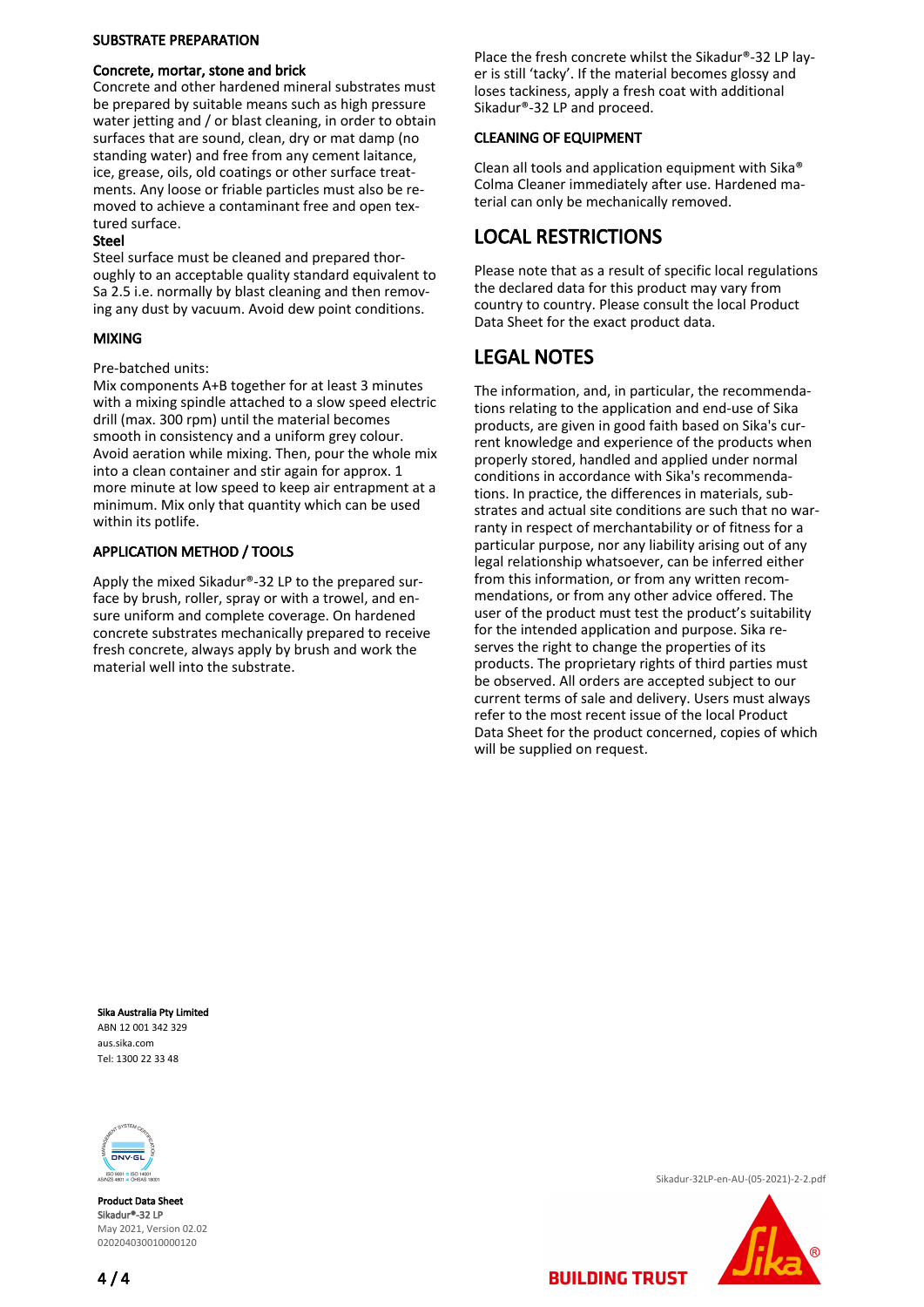### SUBSTRATE PREPARATION

**Concrete, mortar, stone and brick**

Concrete and other hardened mineral substrates must be prepared by suitable means such as high pressure water jetting and / or blast cleaning, in order to obtain surfaces that are sound, clean, dry or mat damp (no standing water) and free from any cement laitance, ice, grease, oils, old coatings or other surface treatments. Any loose or friable particles must also be removed to achieve a contaminant free and open textured surface.

**Steel**

Steel surface must be cleaned and prepared thoroughly to an acceptable quality standard equivalent to Sa 2.5 i.e. normally by blast cleaning and then removing any dust by vacuum. Avoid dew point conditions.

### MIXING

Pre-batched units:

Mix components A+B together for at least 3 minutes with a mixing spindle attached to a slow speed electric drill (max. 300 rpm) until the material becomes smooth in consistency and a uniform grey colour. Avoid aeration while mixing. Then, pour the whole mix into a clean container and stir again for approx. 1 more minute at low speed to keep air entrapment at a minimum. Mix only that quantity which can be used within its potlife.

### APPLICATION METHOD / TOOLS

Apply the mixed Sikadur®-32 LP to the prepared surface by brush, roller, spray or with a trowel, and ensure uniform and complete coverage. On hardened concrete substrates mechanically prepared to receive fresh concrete, always apply by brush and work the material well into the substrate.

Place the fresh concrete whilst the Sikadur®-32 LP layer is still 'tacky'. If the material becomes glossy and loses tackiness, apply a fresh coat with additional Sikadur®-32 LP and proceed.

### CLEANING OF EQUIPMENT

Clean all tools and application equipment with Sika® Colma Cleaner immediately after use. Hardened material can only be mechanically removed.

## LOCAL RESTRICTIONS

Please note that as a result of specific local regulations the declared data for this product may vary from country to country. Please consult the local Product Data Sheet for the exact product data.

## LEGAL NOTES

The information, and, in particular, the recommendations relating to the application and end-use of Sika products, are given in good faith based on Sika's current knowledge and experience of the products when properly stored, handled and applied under normal conditions in accordance with Sika's recommendations. In practice, the differences in materials, substrates and actual site conditions are such that no warranty in respect of merchantability or of fitness for a particular purpose, nor any liability arising out of any legal relationship whatsoever, can be inferred either from this information, or from any written recommendations, or from any other advice offered. The user of the product must test the product's suitability for the intended application and purpose. Sika reserves the right to change the properties of its products. The proprietary rights of third parties must be observed. All orders are accepted subject to our current terms of sale and delivery. Users must always refer to the most recent issue of the local Product Data Sheet for the product concerned, copies of which will be supplied on request.

**Sika Australia Pty Limited**
ABN 12 001 342 329
aus.sika.com
Tel: 1300 22 33 48

**Product Data Sheet**
**Sikadur®-32 LP**
May 2021, Version 02.02
020204030010000120

Sikadur-32LP-en-AU-(05-2021)-2-2.pdf

**BUILDING TRUST**